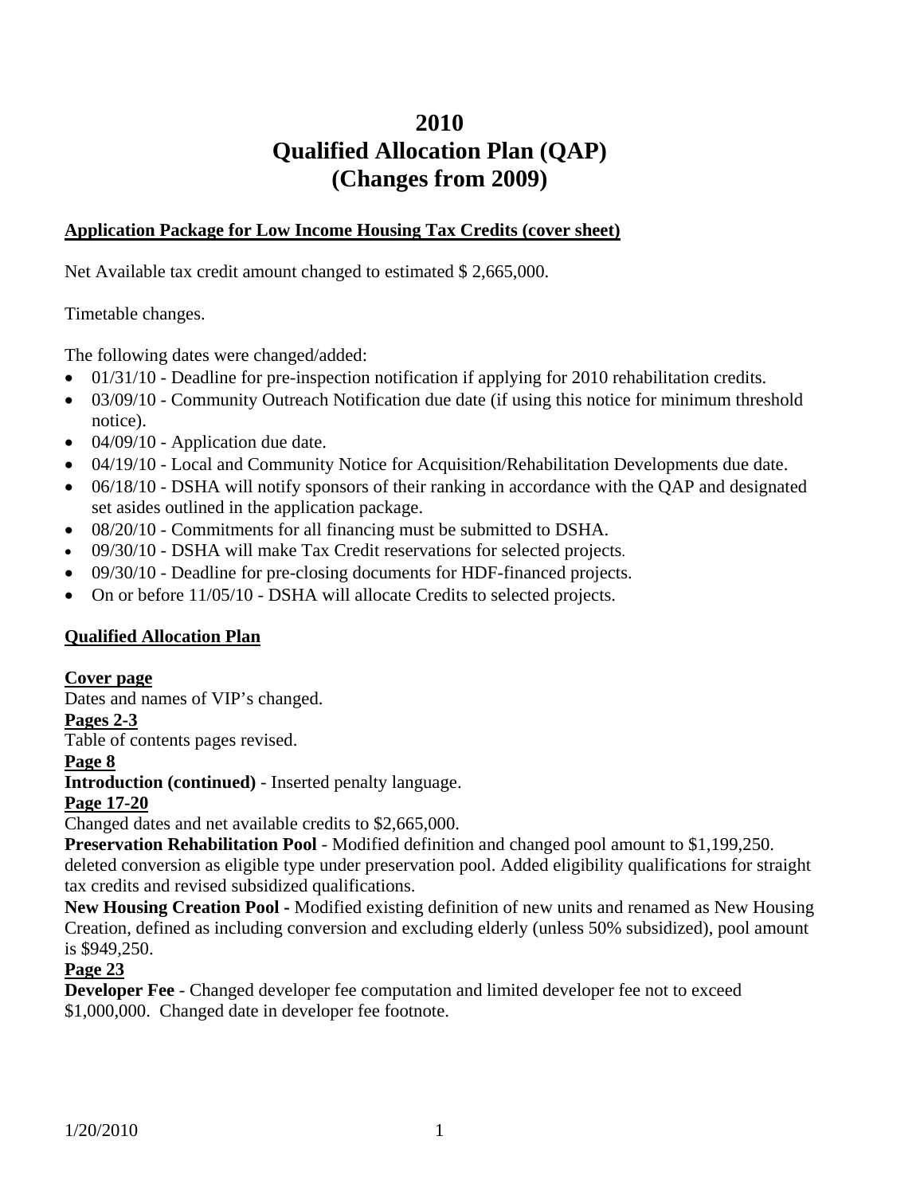# 2010
# Qualified Allocation Plan (QAP)
# (Changes from 2009)

**Application Package for Low Income Housing Tax Credits (cover sheet)**

Net Available tax credit amount changed to estimated $ 2,665,000.

Timetable changes.

The following dates were changed/added:

- 01/31/10 - Deadline for pre-inspection notification if applying for 2010 rehabilitation credits.
- 03/09/10 - Community Outreach Notification due date (if using this notice for minimum threshold notice).
- 04/09/10 - Application due date.
- 04/19/10 - Local and Community Notice for Acquisition/Rehabilitation Developments due date.
- 06/18/10 - DSHA will notify sponsors of their ranking in accordance with the QAP and designated set asides outlined in the application package.
- 08/20/10 - Commitments for all financing must be submitted to DSHA.
- 09/30/10 - DSHA will make Tax Credit reservations for selected projects.
- 09/30/10 - Deadline for pre-closing documents for HDF-financed projects.
- On or before 11/05/10 - DSHA will allocate Credits to selected projects.

**Qualified Allocation Plan**

**Cover page**
Dates and names of VIP's changed.

**Pages 2-3**
Table of contents pages revised.

**Page 8**
**Introduction (continued)** - Inserted penalty language.

**Page 17-20**
Changed dates and net available credits to $2,665,000.
**Preservation Rehabilitation Pool** - Modified definition and changed pool amount to $1,199,250. deleted conversion as eligible type under preservation pool. Added eligibility qualifications for straight tax credits and revised subsidized qualifications.
**New Housing Creation Pool -** Modified existing definition of new units and renamed as New Housing Creation, defined as including conversion and excluding elderly (unless 50% subsidized), pool amount is $949,250.

**Page 23**
**Developer Fee** - Changed developer fee computation and limited developer fee not to exceed $1,000,000. Changed date in developer fee footnote.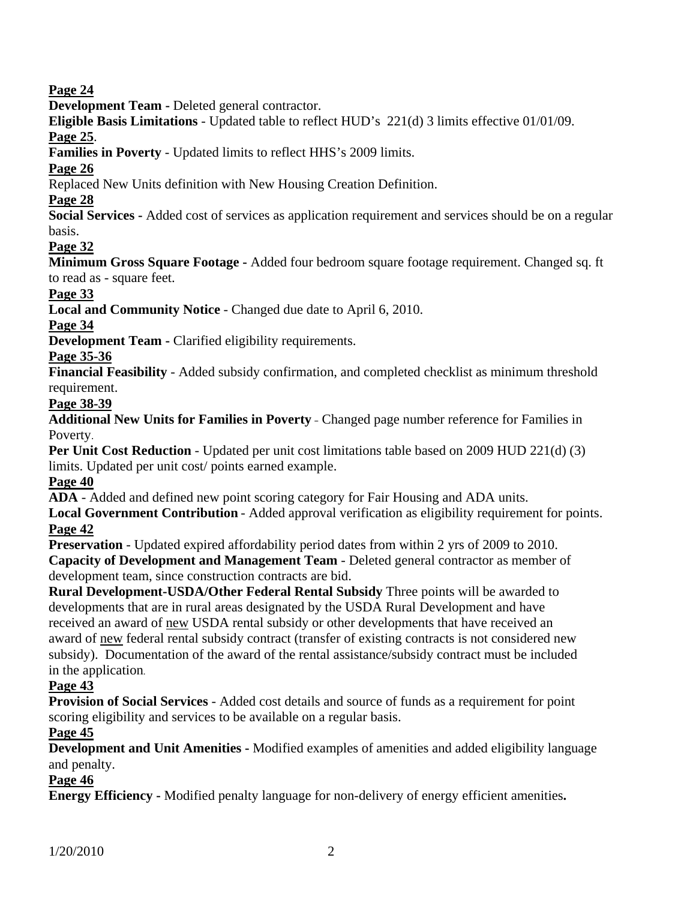**Page 24**

**Development Team -** Deleted general contractor.

**Eligible Basis Limitations** - Updated table to reflect HUD's 221(d) 3 limits effective 01/01/09.

**Page 25**.

**Families in Poverty** - Updated limits to reflect HHS's 2009 limits.

**Page 26**

Replaced New Units definition with New Housing Creation Definition.

**Page 28**

**Social Services -** Added cost of services as application requirement and services should be on a regular basis.

**Page 32**

**Minimum Gross Square Footage -** Added four bedroom square footage requirement. Changed sq. ft to read as - square feet.

**Page 33**

**Local and Community Notice** - Changed due date to April 6, 2010.

**Page 34**

**Development Team -** Clarified eligibility requirements.

**Page 35-36**

**Financial Feasibility** - Added subsidy confirmation, and completed checklist as minimum threshold requirement.

**Page 38-39**

**Additional New Units for Families in Poverty** - Changed page number reference for Families in Poverty.

**Per Unit Cost Reduction** - Updated per unit cost limitations table based on 2009 HUD 221(d) (3) limits. Updated per unit cost/ points earned example.

**Page 40**

**ADA** - Added and defined new point scoring category for Fair Housing and ADA units.

**Local Government Contribution** - Added approval verification as eligibility requirement for points.

**Page 42**

**Preservation** - Updated expired affordability period dates from within 2 yrs of 2009 to 2010.

**Capacity of Development and Management Team** - Deleted general contractor as member of development team, since construction contracts are bid.

**Rural Development-USDA/Other Federal Rental Subsidy** Three points will be awarded to developments that are in rural areas designated by the USDA Rural Development and have received an award of new USDA rental subsidy or other developments that have received an award of new federal rental subsidy contract (transfer of existing contracts is not considered new subsidy). Documentation of the award of the rental assistance/subsidy contract must be included in the application.

**Page 43**

**Provision of Social Services** - Added cost details and source of funds as a requirement for point scoring eligibility and services to be available on a regular basis.

**Page 45**

**Development and Unit Amenities -** Modified examples of amenities and added eligibility language and penalty.

**Page 46**

**Energy Efficiency -** Modified penalty language for non-delivery of energy efficient amenities**.**

1/20/2010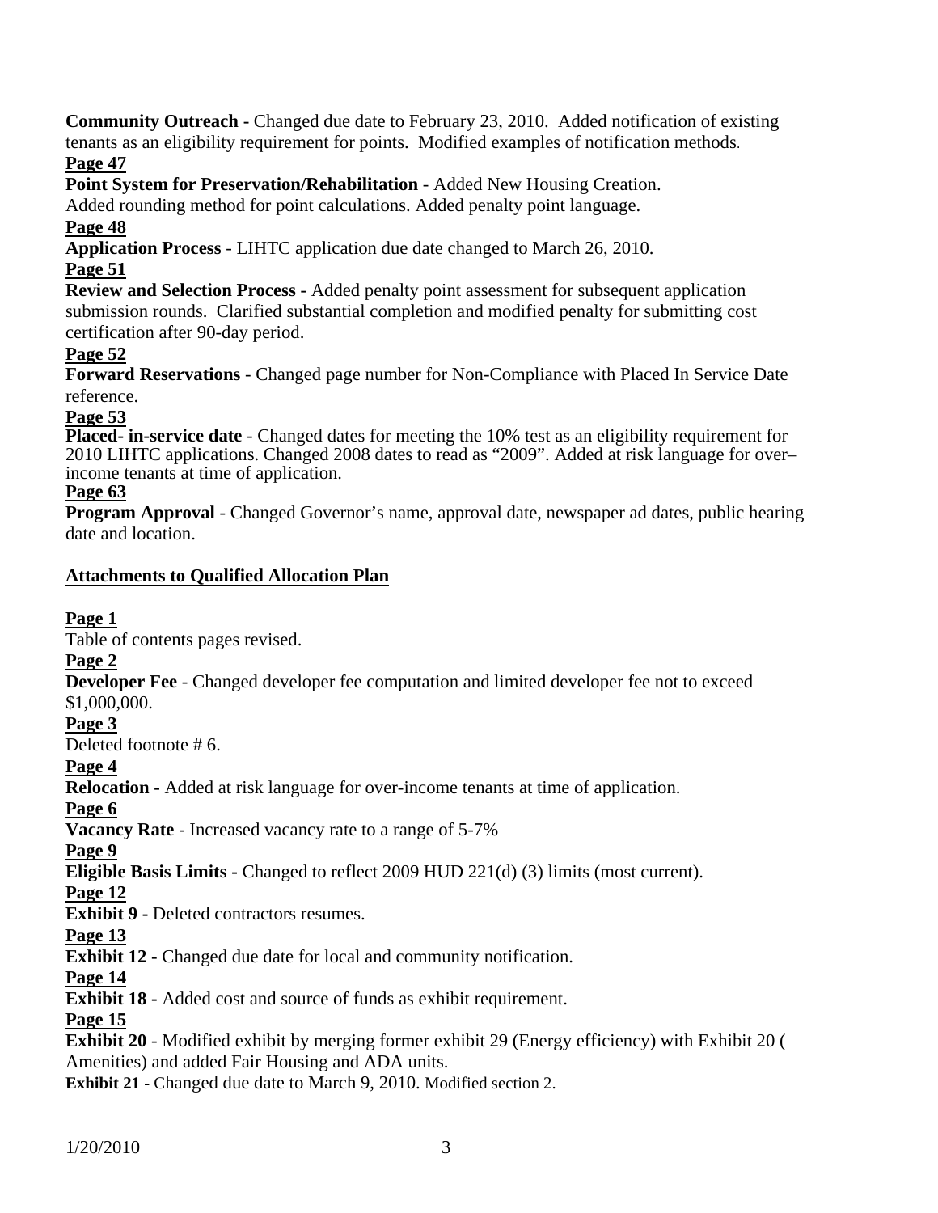**Community Outreach -** Changed due date to February 23, 2010. Added notification of existing tenants as an eligibility requirement for points. Modified examples of notification methods.

**Page 47**

**Point System for Preservation/Rehabilitation** - Added New Housing Creation.
Added rounding method for point calculations. Added penalty point language.

**Page 48**

**Application Process** - LIHTC application due date changed to March 26, 2010.

**Page 51**

**Review and Selection Process -** Added penalty point assessment for subsequent application submission rounds. Clarified substantial completion and modified penalty for submitting cost certification after 90-day period.

**Page 52**

**Forward Reservations** - Changed page number for Non-Compliance with Placed In Service Date reference.

**Page 53**

**Placed- in-service date** - Changed dates for meeting the 10% test as an eligibility requirement for 2010 LIHTC applications. Changed 2008 dates to read as "2009". Added at risk language for over–income tenants at time of application.

**Page 63**

**Program Approval** - Changed Governor's name, approval date, newspaper ad dates, public hearing date and location.

**Attachments to Qualified Allocation Plan**

**Page 1**

Table of contents pages revised.

**Page 2**

**Developer Fee** - Changed developer fee computation and limited developer fee not to exceed $1,000,000.

**Page 3**

Deleted footnote # 6.

**Page 4**

**Relocation -** Added at risk language for over-income tenants at time of application.

**Page 6**

**Vacancy Rate** - Increased vacancy rate to a range of 5-7%

**Page 9**

**Eligible Basis Limits -** Changed to reflect 2009 HUD 221(d) (3) limits (most current).

**Page 12**

**Exhibit 9 -** Deleted contractors resumes.

**Page 13**

**Exhibit 12 -** Changed due date for local and community notification.

**Page 14**

**Exhibit 18 -** Added cost and source of funds as exhibit requirement.

**Page 15**

**Exhibit 20** - Modified exhibit by merging former exhibit 29 (Energy efficiency) with Exhibit 20 ( Amenities) and added Fair Housing and ADA units.

**Exhibit 21 -** Changed due date to March 9, 2010. Modified section 2.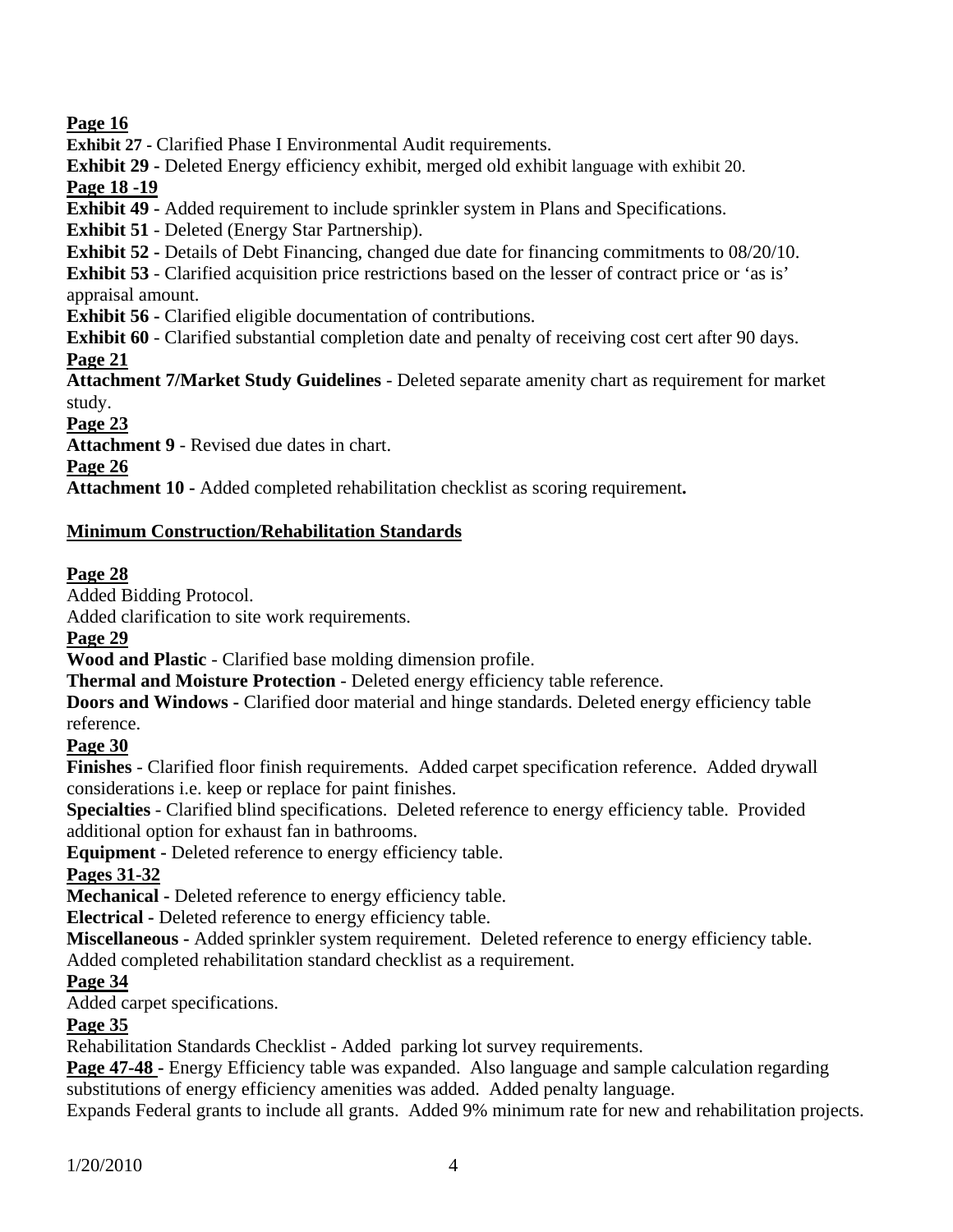**Page 16**

**Exhibit 27** - Clarified Phase I Environmental Audit requirements.

**Exhibit 29 -** Deleted Energy efficiency exhibit, merged old exhibit language with exhibit 20.

**Page 18 -19**

**Exhibit 49 -** Added requirement to include sprinkler system in Plans and Specifications.

**Exhibit 51** - Deleted (Energy Star Partnership).

**Exhibit 52 -** Details of Debt Financing, changed due date for financing commitments to 08/20/10.

**Exhibit 53** - Clarified acquisition price restrictions based on the lesser of contract price or 'as is' appraisal amount.

**Exhibit 56 -** Clarified eligible documentation of contributions.

**Exhibit 60** - Clarified substantial completion date and penalty of receiving cost cert after 90 days.

**Page 21**

**Attachment 7/Market Study Guidelines** - Deleted separate amenity chart as requirement for market study.

**Page 23**

**Attachment 9** - Revised due dates in chart.

**Page 26**

**Attachment 10 -** Added completed rehabilitation checklist as scoring requirement**.**

**Minimum Construction/Rehabilitation Standards**

**Page 28**

Added Bidding Protocol.

Added clarification to site work requirements.

**Page 29**

**Wood and Plastic** - Clarified base molding dimension profile.

**Thermal and Moisture Protection** - Deleted energy efficiency table reference.

**Doors and Windows -** Clarified door material and hinge standards. Deleted energy efficiency table reference.

**Page 30**

**Finishes** - Clarified floor finish requirements. Added carpet specification reference. Added drywall considerations i.e. keep or replace for paint finishes.

**Specialties** - Clarified blind specifications. Deleted reference to energy efficiency table. Provided additional option for exhaust fan in bathrooms.

**Equipment -** Deleted reference to energy efficiency table.

**Pages 31-32**

**Mechanical -** Deleted reference to energy efficiency table.

**Electrical -** Deleted reference to energy efficiency table.

**Miscellaneous -** Added sprinkler system requirement. Deleted reference to energy efficiency table. Added completed rehabilitation standard checklist as a requirement.

**Page 34**

Added carpet specifications.

**Page 35**

Rehabilitation Standards Checklist - Added parking lot survey requirements.

**Page 47-48 -** Energy Efficiency table was expanded. Also language and sample calculation regarding substitutions of energy efficiency amenities was added. Added penalty language.

Expands Federal grants to include all grants. Added 9% minimum rate for new and rehabilitation projects.

1/20/2010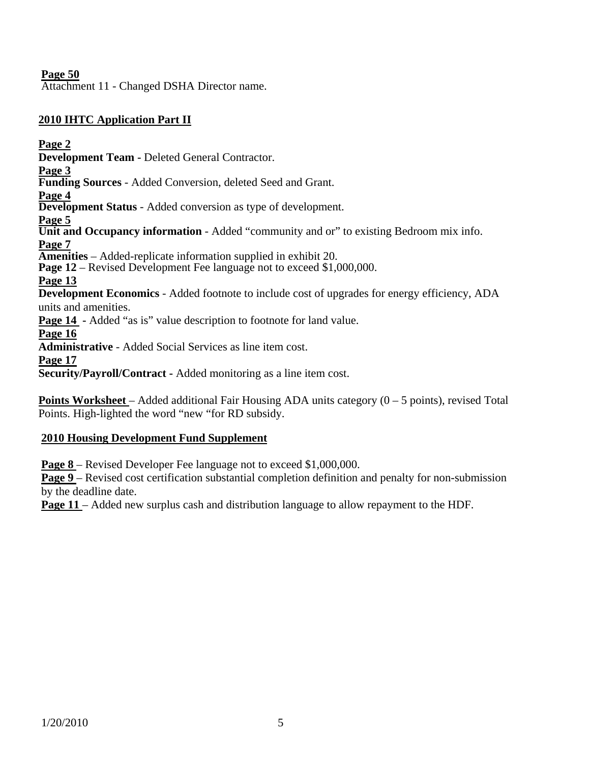**Page 50**
Attachment 11 - Changed DSHA Director name.

**2010 IHTC Application Part II**

**Page 2**
**Development Team -** Deleted General Contractor.
**Page 3**
**Funding Sources** - Added Conversion, deleted Seed and Grant.
**Page 4**
**Development Status** - Added conversion as type of development.
**Page 5**
**Unit and Occupancy information** - Added "community and or" to existing Bedroom mix info.
**Page 7**
**Amenities** – Added-replicate information supplied in exhibit 20.
**Page 12** – Revised Development Fee language not to exceed $1,000,000.
**Page 13**
**Development Economics** - Added footnote to include cost of upgrades for energy efficiency, ADA units and amenities.
**Page 14** - Added "as is" value description to footnote for land value.
**Page 16**
**Administrative** - Added Social Services as line item cost.
**Page 17**
**Security/Payroll/Contract -** Added monitoring as a line item cost.

**Points Worksheet** – Added additional Fair Housing ADA units category (0 – 5 points), revised Total Points. High-lighted the word "new "for RD subsidy.

**2010 Housing Development Fund Supplement**

**Page 8** – Revised Developer Fee language not to exceed $1,000,000.
**Page 9** – Revised cost certification substantial completion definition and penalty for non-submission by the deadline date.
**Page 11** – Added new surplus cash and distribution language to allow repayment to the HDF.